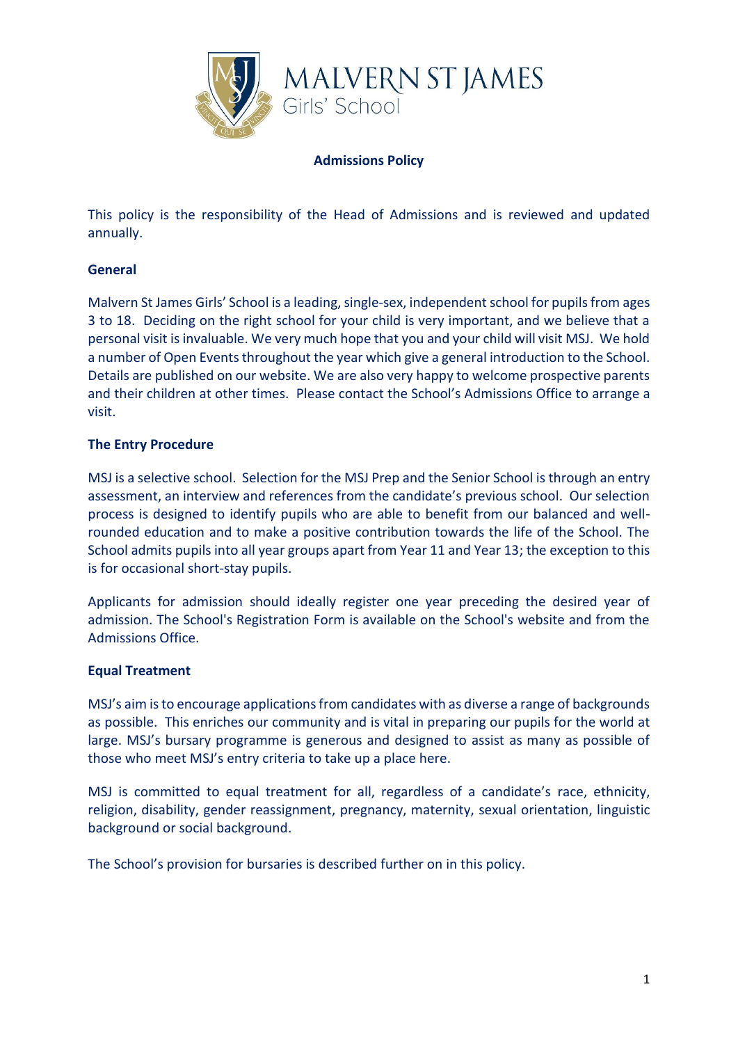# Admissions Policy

This policy is the responsibility of the Head of Admissions and is reviewed and updated annually.

## General

Malvern St James Girls' School is a leading, single-sex, independent school for pupils from ages 3 to 18. Deciding on the right school for your child is very important, and we believe that a personal visit is invaluable. We very much hope that you and your child will visit MSJ. We hold a number of Open Events throughout the year which give a general introduction to the School. Details are published on our website. We are also very happy to welcome prospective parents and their children at other times. Please contact the School's Admissions Office to arrange a visit.

## The Entry Procedure

MSJ is a selective school. Selection for the MSJ Prep and the Senior School is through an entry assessment, an interview and references from the candidate's previous school. Our selection process is designed to identify pupils who are able to benefit from our balanced and well-rounded education and to make a positive contribution towards the life of the School. The School admits pupils into all year groups apart from Year 11 and Year 13; the exception to this is for occasional short-stay pupils.

Applicants for admission should ideally register one year preceding the desired year of admission. The School's Registration Form is available on the School's website and from the Admissions Office.

## Equal Treatment

MSJ's aim is to encourage applications from candidates with as diverse a range of backgrounds as possible. This enriches our community and is vital in preparing our pupils for the world at large. MSJ's bursary programme is generous and designed to assist as many as possible of those who meet MSJ's entry criteria to take up a place here.

MSJ is committed to equal treatment for all, regardless of a candidate's race, ethnicity, religion, disability, gender reassignment, pregnancy, maternity, sexual orientation, linguistic background or social background.

The School's provision for bursaries is described further on in this policy.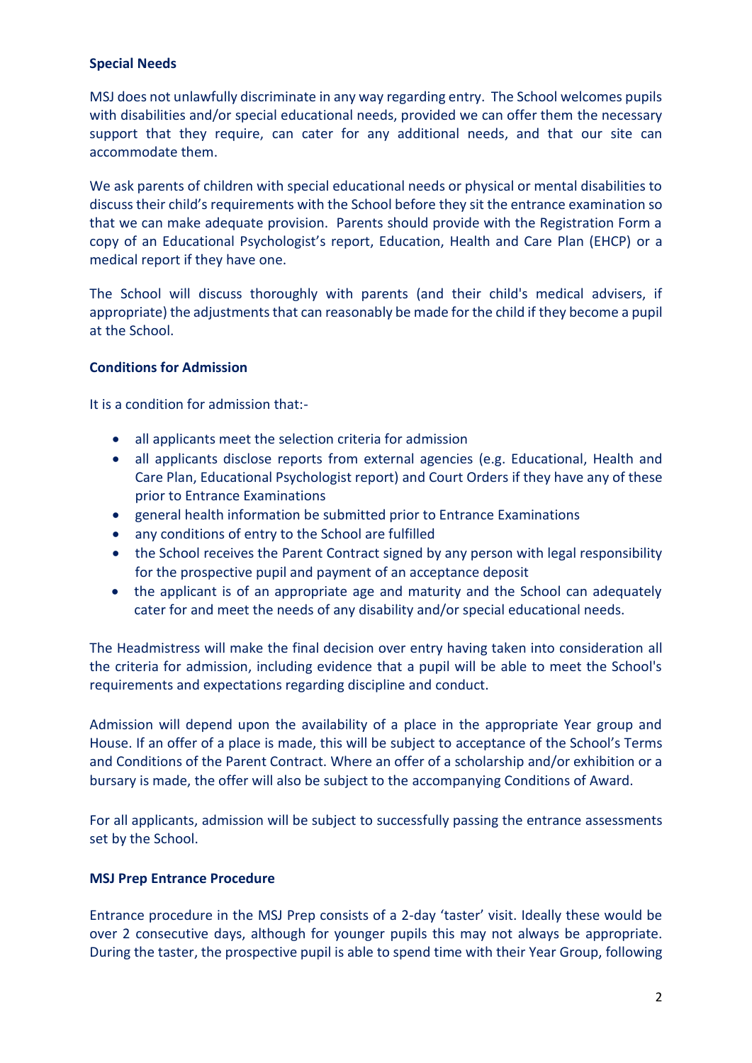**Special Needs**

MSJ does not unlawfully discriminate in any way regarding entry. The School welcomes pupils with disabilities and/or special educational needs, provided we can offer them the necessary support that they require, can cater for any additional needs, and that our site can accommodate them.

We ask parents of children with special educational needs or physical or mental disabilities to discuss their child's requirements with the School before they sit the entrance examination so that we can make adequate provision. Parents should provide with the Registration Form a copy of an Educational Psychologist's report, Education, Health and Care Plan (EHCP) or a medical report if they have one.

The School will discuss thoroughly with parents (and their child's medical advisers, if appropriate) the adjustments that can reasonably be made for the child if they become a pupil at the School.

**Conditions for Admission**

It is a condition for admission that:-

- all applicants meet the selection criteria for admission
- all applicants disclose reports from external agencies (e.g. Educational, Health and Care Plan, Educational Psychologist report) and Court Orders if they have any of these prior to Entrance Examinations
- general health information be submitted prior to Entrance Examinations
- any conditions of entry to the School are fulfilled
- the School receives the Parent Contract signed by any person with legal responsibility for the prospective pupil and payment of an acceptance deposit
- the applicant is of an appropriate age and maturity and the School can adequately cater for and meet the needs of any disability and/or special educational needs.

The Headmistress will make the final decision over entry having taken into consideration all the criteria for admission, including evidence that a pupil will be able to meet the School's requirements and expectations regarding discipline and conduct.

Admission will depend upon the availability of a place in the appropriate Year group and House. If an offer of a place is made, this will be subject to acceptance of the School's Terms and Conditions of the Parent Contract. Where an offer of a scholarship and/or exhibition or a bursary is made, the offer will also be subject to the accompanying Conditions of Award.

For all applicants, admission will be subject to successfully passing the entrance assessments set by the School.

**MSJ Prep Entrance Procedure**

Entrance procedure in the MSJ Prep consists of a 2-day 'taster' visit. Ideally these would be over 2 consecutive days, although for younger pupils this may not always be appropriate. During the taster, the prospective pupil is able to spend time with their Year Group, following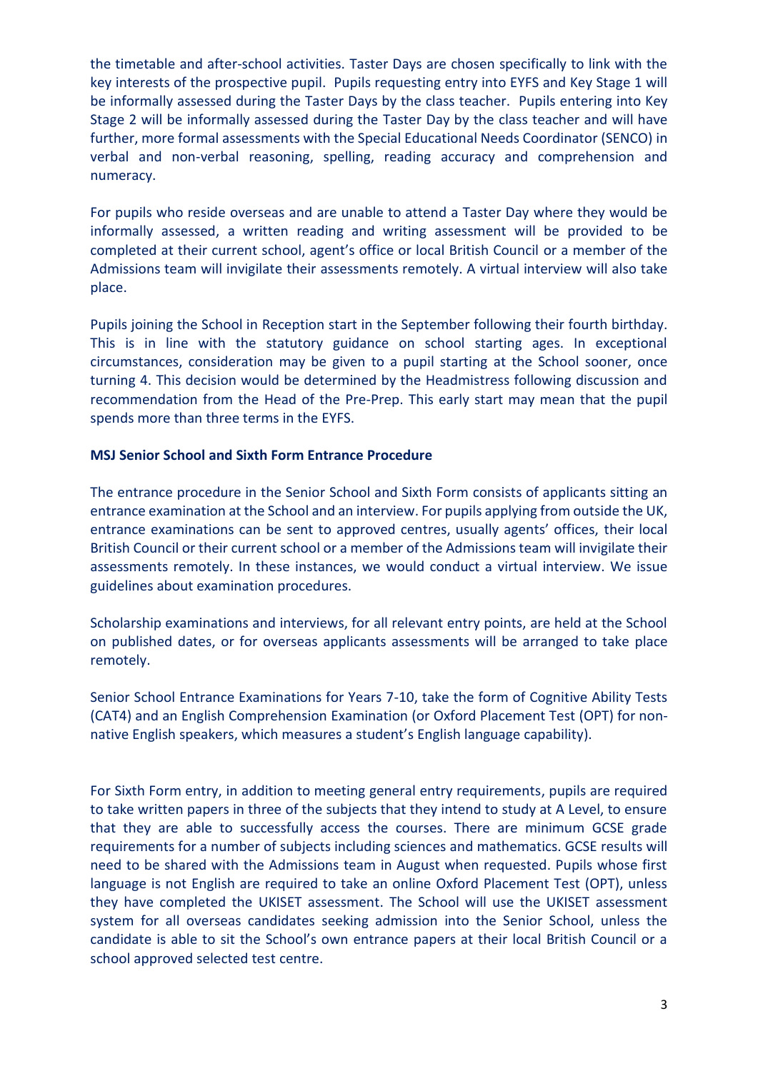the timetable and after-school activities. Taster Days are chosen specifically to link with the key interests of the prospective pupil. Pupils requesting entry into EYFS and Key Stage 1 will be informally assessed during the Taster Days by the class teacher. Pupils entering into Key Stage 2 will be informally assessed during the Taster Day by the class teacher and will have further, more formal assessments with the Special Educational Needs Coordinator (SENCO) in verbal and non-verbal reasoning, spelling, reading accuracy and comprehension and numeracy.

For pupils who reside overseas and are unable to attend a Taster Day where they would be informally assessed, a written reading and writing assessment will be provided to be completed at their current school, agent's office or local British Council or a member of the Admissions team will invigilate their assessments remotely. A virtual interview will also take place.

Pupils joining the School in Reception start in the September following their fourth birthday. This is in line with the statutory guidance on school starting ages. In exceptional circumstances, consideration may be given to a pupil starting at the School sooner, once turning 4. This decision would be determined by the Headmistress following discussion and recommendation from the Head of the Pre-Prep. This early start may mean that the pupil spends more than three terms in the EYFS.

**MSJ Senior School and Sixth Form Entrance Procedure**

The entrance procedure in the Senior School and Sixth Form consists of applicants sitting an entrance examination at the School and an interview. For pupils applying from outside the UK, entrance examinations can be sent to approved centres, usually agents' offices, their local British Council or their current school or a member of the Admissions team will invigilate their assessments remotely. In these instances, we would conduct a virtual interview. We issue guidelines about examination procedures.

Scholarship examinations and interviews, for all relevant entry points, are held at the School on published dates, or for overseas applicants assessments will be arranged to take place remotely.

Senior School Entrance Examinations for Years 7-10, take the form of Cognitive Ability Tests (CAT4) and an English Comprehension Examination (or Oxford Placement Test (OPT) for non-native English speakers, which measures a student's English language capability).

For Sixth Form entry, in addition to meeting general entry requirements, pupils are required to take written papers in three of the subjects that they intend to study at A Level, to ensure that they are able to successfully access the courses. There are minimum GCSE grade requirements for a number of subjects including sciences and mathematics. GCSE results will need to be shared with the Admissions team in August when requested. Pupils whose first language is not English are required to take an online Oxford Placement Test (OPT), unless they have completed the UKISET assessment. The School will use the UKISET assessment system for all overseas candidates seeking admission into the Senior School, unless the candidate is able to sit the School's own entrance papers at their local British Council or a school approved selected test centre.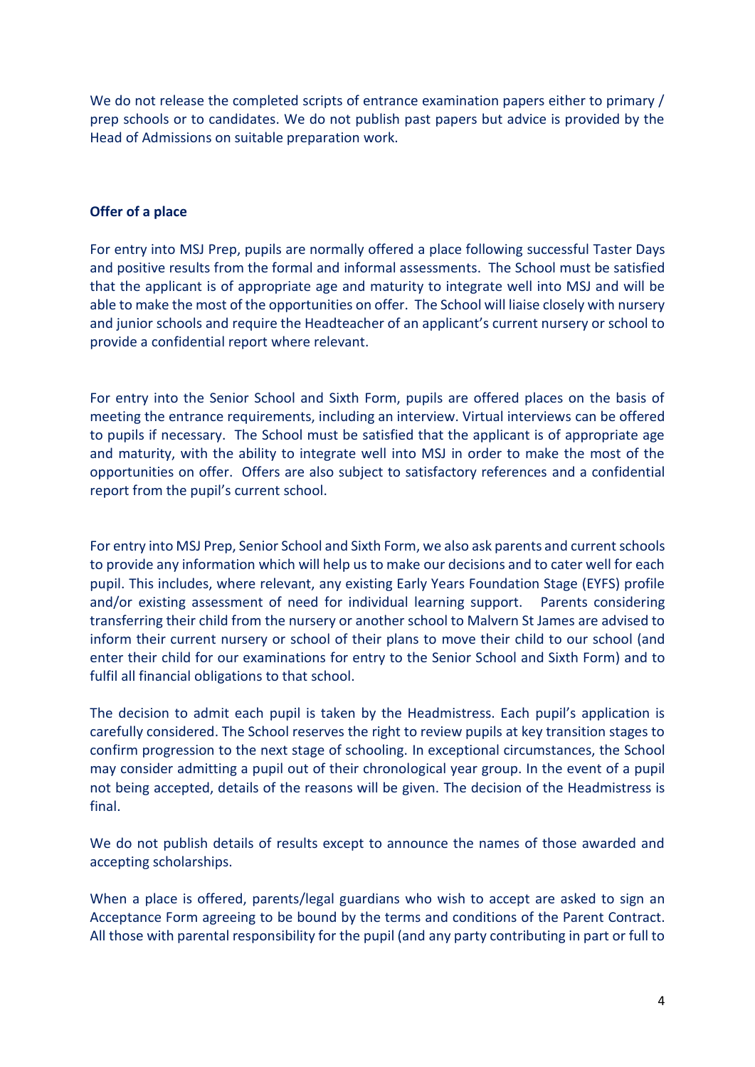We do not release the completed scripts of entrance examination papers either to primary / prep schools or to candidates. We do not publish past papers but advice is provided by the Head of Admissions on suitable preparation work.

**Offer of a place**

For entry into MSJ Prep, pupils are normally offered a place following successful Taster Days and positive results from the formal and informal assessments. The School must be satisfied that the applicant is of appropriate age and maturity to integrate well into MSJ and will be able to make the most of the opportunities on offer. The School will liaise closely with nursery and junior schools and require the Headteacher of an applicant's current nursery or school to provide a confidential report where relevant.

For entry into the Senior School and Sixth Form, pupils are offered places on the basis of meeting the entrance requirements, including an interview. Virtual interviews can be offered to pupils if necessary. The School must be satisfied that the applicant is of appropriate age and maturity, with the ability to integrate well into MSJ in order to make the most of the opportunities on offer. Offers are also subject to satisfactory references and a confidential report from the pupil's current school.

For entry into MSJ Prep, Senior School and Sixth Form, we also ask parents and current schools to provide any information which will help us to make our decisions and to cater well for each pupil. This includes, where relevant, any existing Early Years Foundation Stage (EYFS) profile and/or existing assessment of need for individual learning support. Parents considering transferring their child from the nursery or another school to Malvern St James are advised to inform their current nursery or school of their plans to move their child to our school (and enter their child for our examinations for entry to the Senior School and Sixth Form) and to fulfil all financial obligations to that school.

The decision to admit each pupil is taken by the Headmistress. Each pupil's application is carefully considered. The School reserves the right to review pupils at key transition stages to confirm progression to the next stage of schooling. In exceptional circumstances, the School may consider admitting a pupil out of their chronological year group. In the event of a pupil not being accepted, details of the reasons will be given. The decision of the Headmistress is final.

We do not publish details of results except to announce the names of those awarded and accepting scholarships.

When a place is offered, parents/legal guardians who wish to accept are asked to sign an Acceptance Form agreeing to be bound by the terms and conditions of the Parent Contract. All those with parental responsibility for the pupil (and any party contributing in part or full to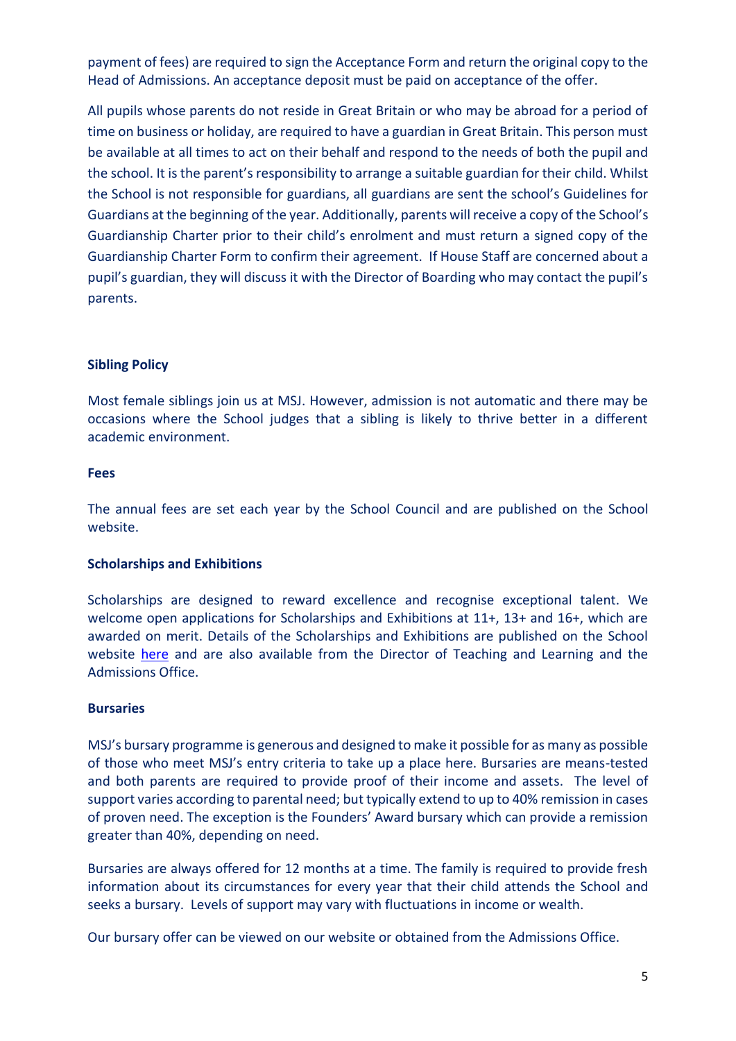payment of fees) are required to sign the Acceptance Form and return the original copy to the Head of Admissions. An acceptance deposit must be paid on acceptance of the offer.

All pupils whose parents do not reside in Great Britain or who may be abroad for a period of time on business or holiday, are required to have a guardian in Great Britain. This person must be available at all times to act on their behalf and respond to the needs of both the pupil and the school. It is the parent's responsibility to arrange a suitable guardian for their child. Whilst the School is not responsible for guardians, all guardians are sent the school's Guidelines for Guardians at the beginning of the year. Additionally, parents will receive a copy of the School's Guardianship Charter prior to their child's enrolment and must return a signed copy of the Guardianship Charter Form to confirm their agreement. If House Staff are concerned about a pupil's guardian, they will discuss it with the Director of Boarding who may contact the pupil's parents.

**Sibling Policy**

Most female siblings join us at MSJ. However, admission is not automatic and there may be occasions where the School judges that a sibling is likely to thrive better in a different academic environment.

**Fees**

The annual fees are set each year by the School Council and are published on the School website.

**Scholarships and Exhibitions**

Scholarships are designed to reward excellence and recognise exceptional talent. We welcome open applications for Scholarships and Exhibitions at 11+, 13+ and 16+, which are awarded on merit. Details of the Scholarships and Exhibitions are published on the School website here and are also available from the Director of Teaching and Learning and the Admissions Office.

**Bursaries**

MSJ's bursary programme is generous and designed to make it possible for as many as possible of those who meet MSJ's entry criteria to take up a place here. Bursaries are means-tested and both parents are required to provide proof of their income and assets. The level of support varies according to parental need; but typically extend to up to 40% remission in cases of proven need. The exception is the Founders' Award bursary which can provide a remission greater than 40%, depending on need.

Bursaries are always offered for 12 months at a time. The family is required to provide fresh information about its circumstances for every year that their child attends the School and seeks a bursary. Levels of support may vary with fluctuations in income or wealth.

Our bursary offer can be viewed on our website or obtained from the Admissions Office.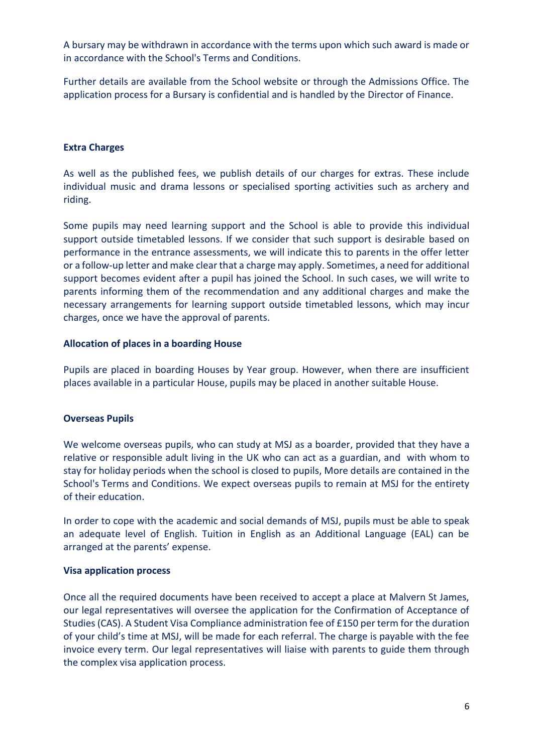A bursary may be withdrawn in accordance with the terms upon which such award is made or in accordance with the School's Terms and Conditions.

Further details are available from the School website or through the Admissions Office. The application process for a Bursary is confidential and is handled by the Director of Finance.

**Extra Charges**

As well as the published fees, we publish details of our charges for extras. These include individual music and drama lessons or specialised sporting activities such as archery and riding.

Some pupils may need learning support and the School is able to provide this individual support outside timetabled lessons. If we consider that such support is desirable based on performance in the entrance assessments, we will indicate this to parents in the offer letter or a follow-up letter and make clear that a charge may apply. Sometimes, a need for additional support becomes evident after a pupil has joined the School. In such cases, we will write to parents informing them of the recommendation and any additional charges and make the necessary arrangements for learning support outside timetabled lessons, which may incur charges, once we have the approval of parents.

**Allocation of places in a boarding House**

Pupils are placed in boarding Houses by Year group. However, when there are insufficient places available in a particular House, pupils may be placed in another suitable House.

**Overseas Pupils**

We welcome overseas pupils, who can study at MSJ as a boarder, provided that they have a relative or responsible adult living in the UK who can act as a guardian, and with whom to stay for holiday periods when the school is closed to pupils, More details are contained in the School's Terms and Conditions. We expect overseas pupils to remain at MSJ for the entirety of their education.

In order to cope with the academic and social demands of MSJ, pupils must be able to speak an adequate level of English. Tuition in English as an Additional Language (EAL) can be arranged at the parents' expense.

**Visa application process**

Once all the required documents have been received to accept a place at Malvern St James, our legal representatives will oversee the application for the Confirmation of Acceptance of Studies (CAS). A Student Visa Compliance administration fee of £150 per term for the duration of your child's time at MSJ, will be made for each referral. The charge is payable with the fee invoice every term. Our legal representatives will liaise with parents to guide them through the complex visa application process.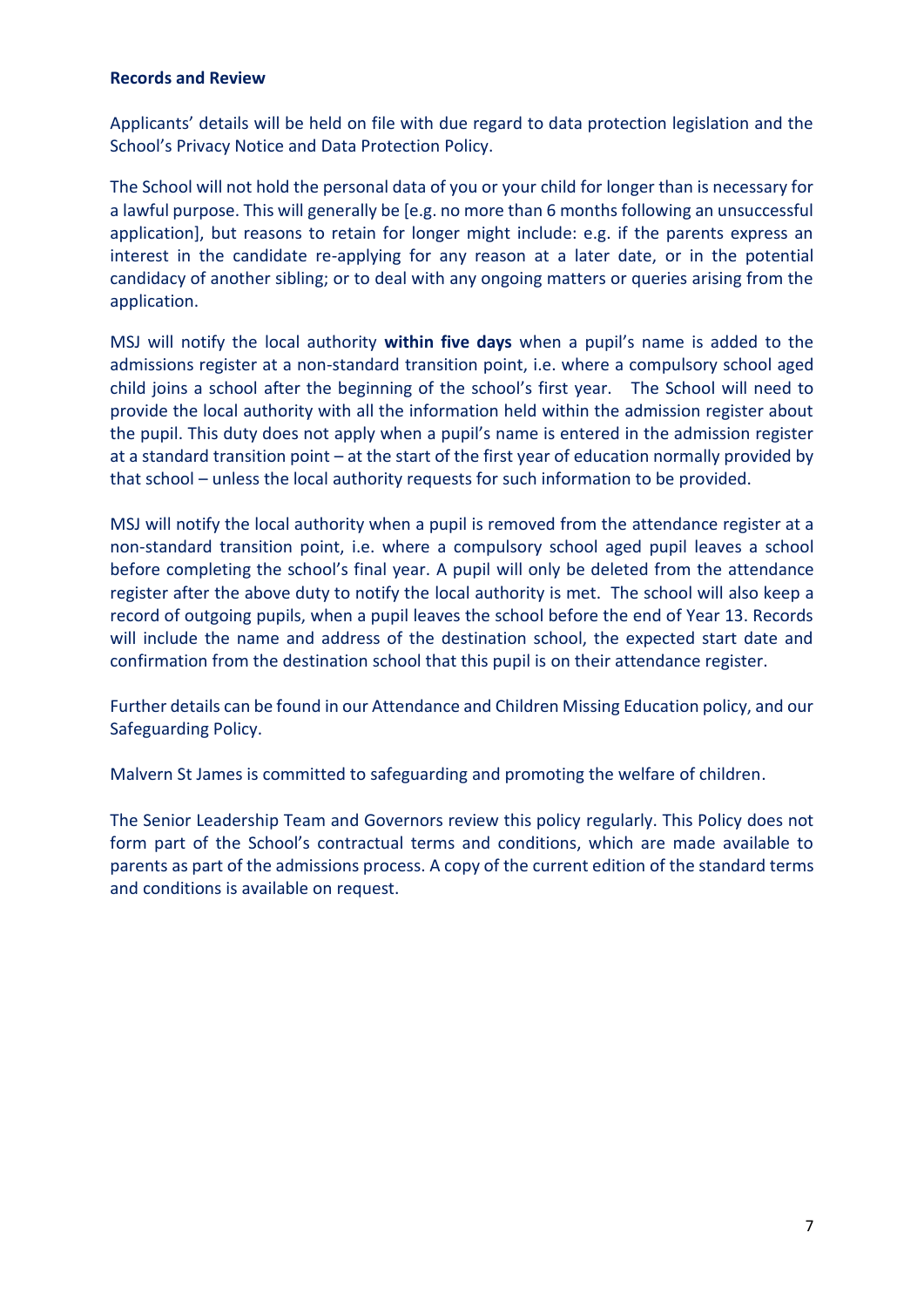**Records and Review**

Applicants' details will be held on file with due regard to data protection legislation and the School's Privacy Notice and Data Protection Policy.

The School will not hold the personal data of you or your child for longer than is necessary for a lawful purpose. This will generally be [e.g. no more than 6 months following an unsuccessful application], but reasons to retain for longer might include: e.g. if the parents express an interest in the candidate re-applying for any reason at a later date, or in the potential candidacy of another sibling; or to deal with any ongoing matters or queries arising from the application.

MSJ will notify the local authority **within five days** when a pupil's name is added to the admissions register at a non-standard transition point, i.e. where a compulsory school aged child joins a school after the beginning of the school's first year. The School will need to provide the local authority with all the information held within the admission register about the pupil. This duty does not apply when a pupil's name is entered in the admission register at a standard transition point – at the start of the first year of education normally provided by that school – unless the local authority requests for such information to be provided.

MSJ will notify the local authority when a pupil is removed from the attendance register at a non-standard transition point, i.e. where a compulsory school aged pupil leaves a school before completing the school's final year. A pupil will only be deleted from the attendance register after the above duty to notify the local authority is met. The school will also keep a record of outgoing pupils, when a pupil leaves the school before the end of Year 13. Records will include the name and address of the destination school, the expected start date and confirmation from the destination school that this pupil is on their attendance register.

Further details can be found in our Attendance and Children Missing Education policy, and our Safeguarding Policy.

Malvern St James is committed to safeguarding and promoting the welfare of children.

The Senior Leadership Team and Governors review this policy regularly. This Policy does not form part of the School's contractual terms and conditions, which are made available to parents as part of the admissions process. A copy of the current edition of the standard terms and conditions is available on request.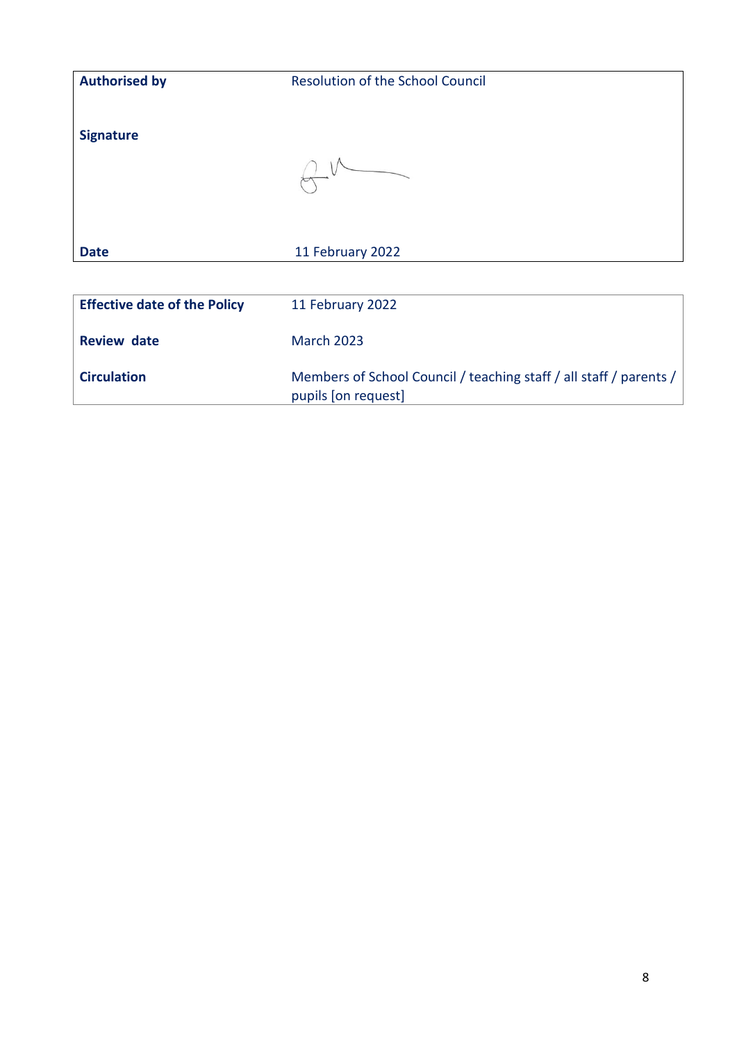| | |
|---|---|
| **Authorised by** | Resolution of the School Council |
| **Signature** | |
| **Date** | 11 February 2022 |

| | |
|---|---|
| **Effective date of the Policy** | 11 February 2022 |
| **Review date** | March 2023 |
| **Circulation** | Members of School Council / teaching staff / all staff / parents / pupils [on request] |